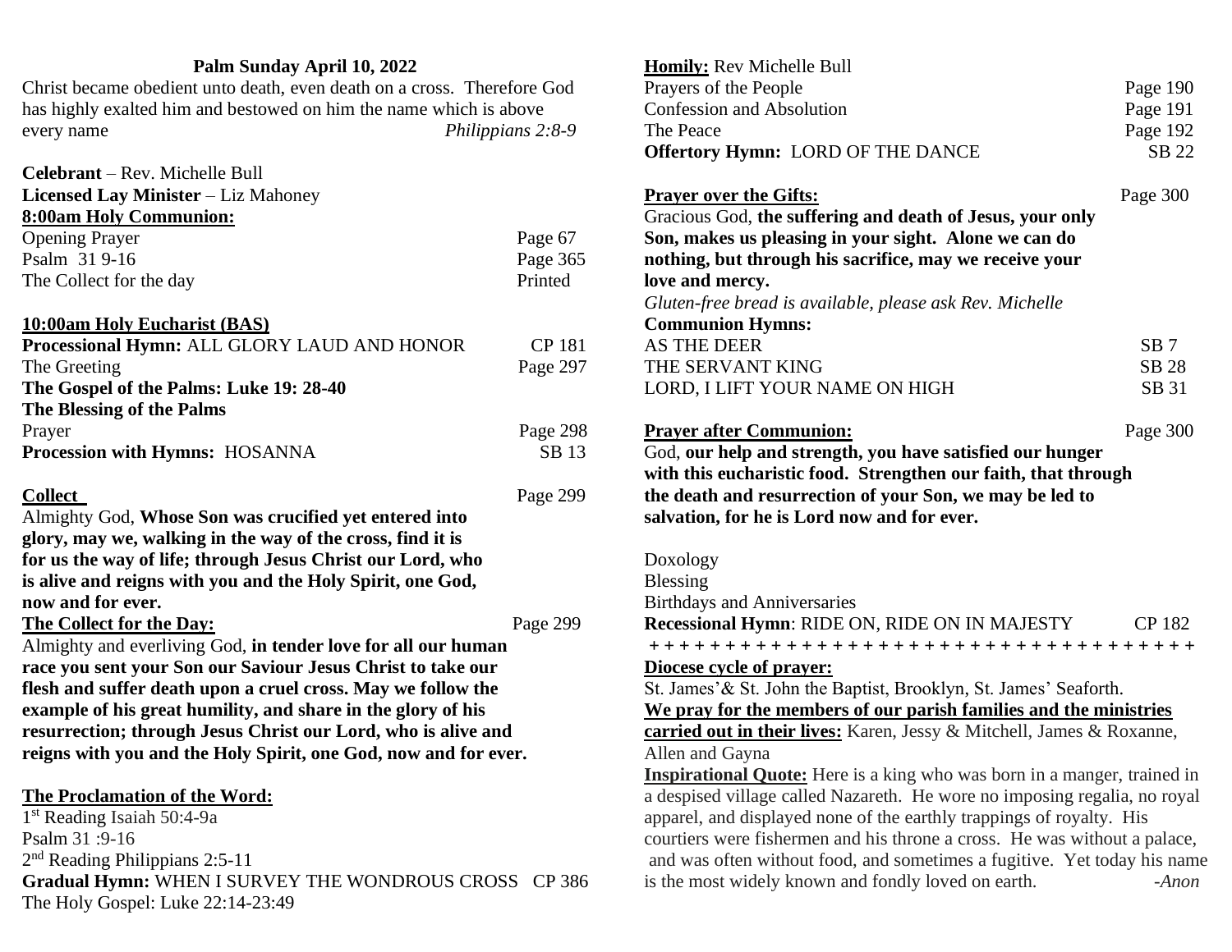## Palm Sunday April 10, 2022

Christ became obedient unto death, even death on a cross. Therefore God has highly exalted him and bestowed on him the name which is above every name *Philippians 2:8-9*

**Celebrant** – Rev. Michelle Bull
**Licensed Lay Minister** – Liz Mahoney

**8:00am Holy Communion:**

Opening Prayer Page 67
Psalm 31 9-16 Page 365
The Collect for the day Printed

**10:00am Holy Eucharist (BAS)**

**Processional Hymn:** ALL GLORY LAUD AND HONOR CP 181
The Greeting Page 297
**The Gospel of the Palms: Luke 19: 28-40**
**The Blessing of the Palms**
Prayer Page 298
**Procession with Hymns:** HOSANNA SB 13

**Collect** Page 299

Almighty God, **Whose Son was crucified yet entered into glory, may we, walking in the way of the cross, find it is for us the way of life; through Jesus Christ our Lord, who is alive and reigns with you and the Holy Spirit, one God, now and for ever.**

**The Collect for the Day:** Page 299

Almighty and everliving God, **in tender love for all our human race you sent your Son our Saviour Jesus Christ to take our flesh and suffer death upon a cruel cross. May we follow the example of his great humility, and share in the glory of his resurrection; through Jesus Christ our Lord, who is alive and reigns with you and the Holy Spirit, one God, now and for ever.**

**The Proclamation of the Word:**

1st Reading Isaiah 50:4-9a
Psalm 31 :9-16
2nd Reading Philippians 2:5-11
**Gradual Hymn:** WHEN I SURVEY THE WONDROUS CROSS CP 386
The Holy Gospel: Luke 22:14-23:49

**Homily:** Rev Michelle Bull
Prayers of the People Page 190
Confession and Absolution Page 191
The Peace Page 192
**Offertory Hymn:** LORD OF THE DANCE SB 22

**Prayer over the Gifts:** Page 300

Gracious God, **the suffering and death of Jesus, your only Son, makes us pleasing in your sight. Alone we can do nothing, but through his sacrifice, may we receive your love and mercy.**

*Gluten-free bread is available, please ask Rev. Michelle*

**Communion Hymns:**
AS THE DEER SB 7
THE SERVANT KING SB 28
LORD, I LIFT YOUR NAME ON HIGH SB 31

**Prayer after Communion:** Page 300

God, **our help and strength, you have satisfied our hunger with this eucharistic food. Strengthen our faith, that through the death and resurrection of your Son, we may be led to salvation, for he is Lord now and for ever.**

Doxology
Blessing
Birthdays and Anniversaries
**Recessional Hymn**: RIDE ON, RIDE ON IN MAJESTY CP 182

+ + + + + + + + + + + + + + + + + + + + + + + + + + + + + + + + + + + +

**Diocese cycle of prayer:**

St. James'& St. John the Baptist, Brooklyn, St. James' Seaforth.

**We pray for the members of our parish families and the ministries carried out in their lives:** Karen, Jessy & Mitchell, James & Roxanne, Allen and Gayna

**Inspirational Quote:** Here is a king who was born in a manger, trained in a despised village called Nazareth. He wore no imposing regalia, no royal apparel, and displayed none of the earthly trappings of royalty. His courtiers were fishermen and his throne a cross. He was without a palace, and was often without food, and sometimes a fugitive. Yet today his name is the most widely known and fondly loved on earth. *-Anon*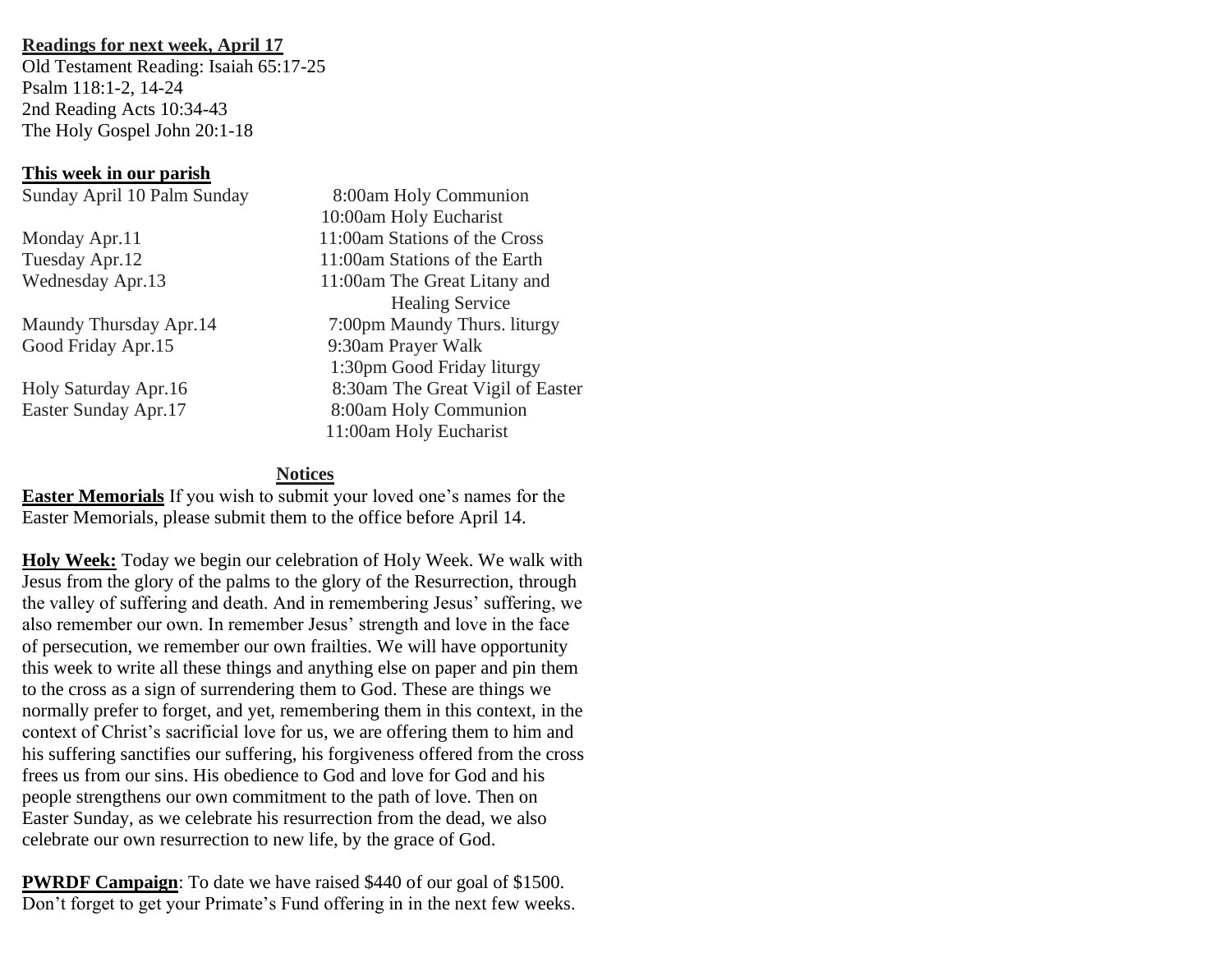**Readings for next week, April 17**

Old Testament Reading: Isaiah 65:17-25
Psalm 118:1-2, 14-24
2nd Reading Acts 10:34-43
The Holy Gospel John 20:1-18

**This week in our parish**

| | |
|---|---|
| Sunday April 10 Palm Sunday | 8:00am Holy Communion |
| | 10:00am Holy Eucharist |
| Monday Apr.11 | 11:00am Stations of the Cross |
| Tuesday Apr.12 | 11:00am Stations of the Earth |
| Wednesday Apr.13 | 11:00am The Great Litany and Healing Service |
| Maundy Thursday Apr.14 | 7:00pm Maundy Thurs. liturgy |
| Good Friday Apr.15 | 9:30am Prayer Walk |
| | 1:30pm Good Friday liturgy |
| Holy Saturday Apr.16 | 8:30am The Great Vigil of Easter |
| Easter Sunday Apr.17 | 8:00am Holy Communion |
| | 11:00am Holy Eucharist |

**Notices**

**Easter Memorials** If you wish to submit your loved one's names for the Easter Memorials, please submit them to the office before April 14.

**Holy Week:** Today we begin our celebration of Holy Week. We walk with Jesus from the glory of the palms to the glory of the Resurrection, through the valley of suffering and death. And in remembering Jesus' suffering, we also remember our own. In remember Jesus' strength and love in the face of persecution, we remember our own frailties. We will have opportunity this week to write all these things and anything else on paper and pin them to the cross as a sign of surrendering them to God. These are things we normally prefer to forget, and yet, remembering them in this context, in the context of Christ's sacrificial love for us, we are offering them to him and his suffering sanctifies our suffering, his forgiveness offered from the cross frees us from our sins. His obedience to God and love for God and his people strengthens our own commitment to the path of love. Then on Easter Sunday, as we celebrate his resurrection from the dead, we also celebrate our own resurrection to new life, by the grace of God.

**PWRDF Campaign**: To date we have raised $440 of our goal of $1500. Don't forget to get your Primate's Fund offering in in the next few weeks.